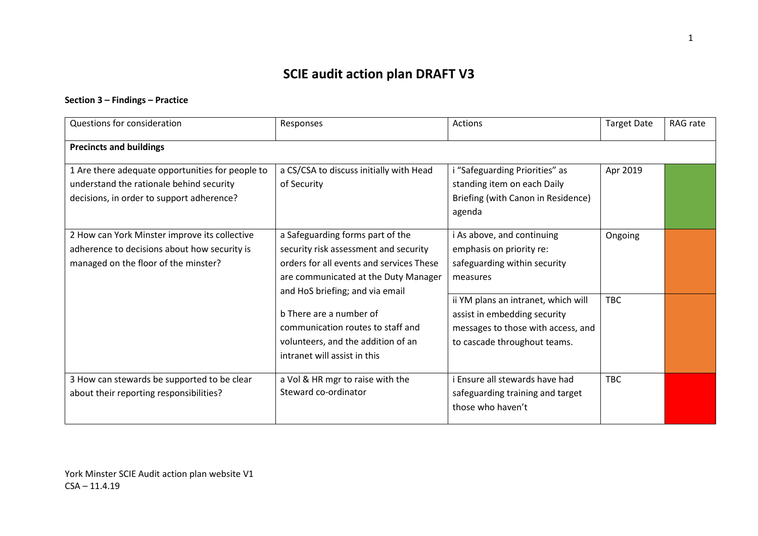# SCIE audit action plan DRAFT V3

**Section 3 – Findings – Practice**

| Questions for consideration | Responses | Actions | Target Date | RAG rate |
|---|---|---|---|---|
| **Precincts and buildings** | | | | |
| 1 Are there adequate opportunities for people to understand the rationale behind security decisions, in order to support adherence? | a CS/CSA to discuss initially with Head of Security | i "Safeguarding Priorities" as standing item on each Daily Briefing (with Canon in Residence) agenda | Apr 2019 | |
| 2 How can York Minster improve its collective adherence to decisions about how security is managed on the floor of the minster? | a Safeguarding forms part of the security risk assessment and security orders for all events and services These are communicated at the Duty Manager and HoS briefing; and via email<br><br>b There are a number of communication routes to staff and volunteers, and the addition of an intranet will assist in this | i As above, and continuing emphasis on priority re: safeguarding within security measures | Ongoing | |
| | | ii YM plans an intranet, which will assist in embedding security messages to those with access, and to cascade throughout teams. | TBC | |
| 3 How can stewards be supported to be clear about their reporting responsibilities? | a Vol & HR mgr to raise with the Steward co-ordinator | i Ensure all stewards have had safeguarding training and target those who haven't | TBC | |

York Minster SCIE Audit action plan website V1
CSA – 11.4.19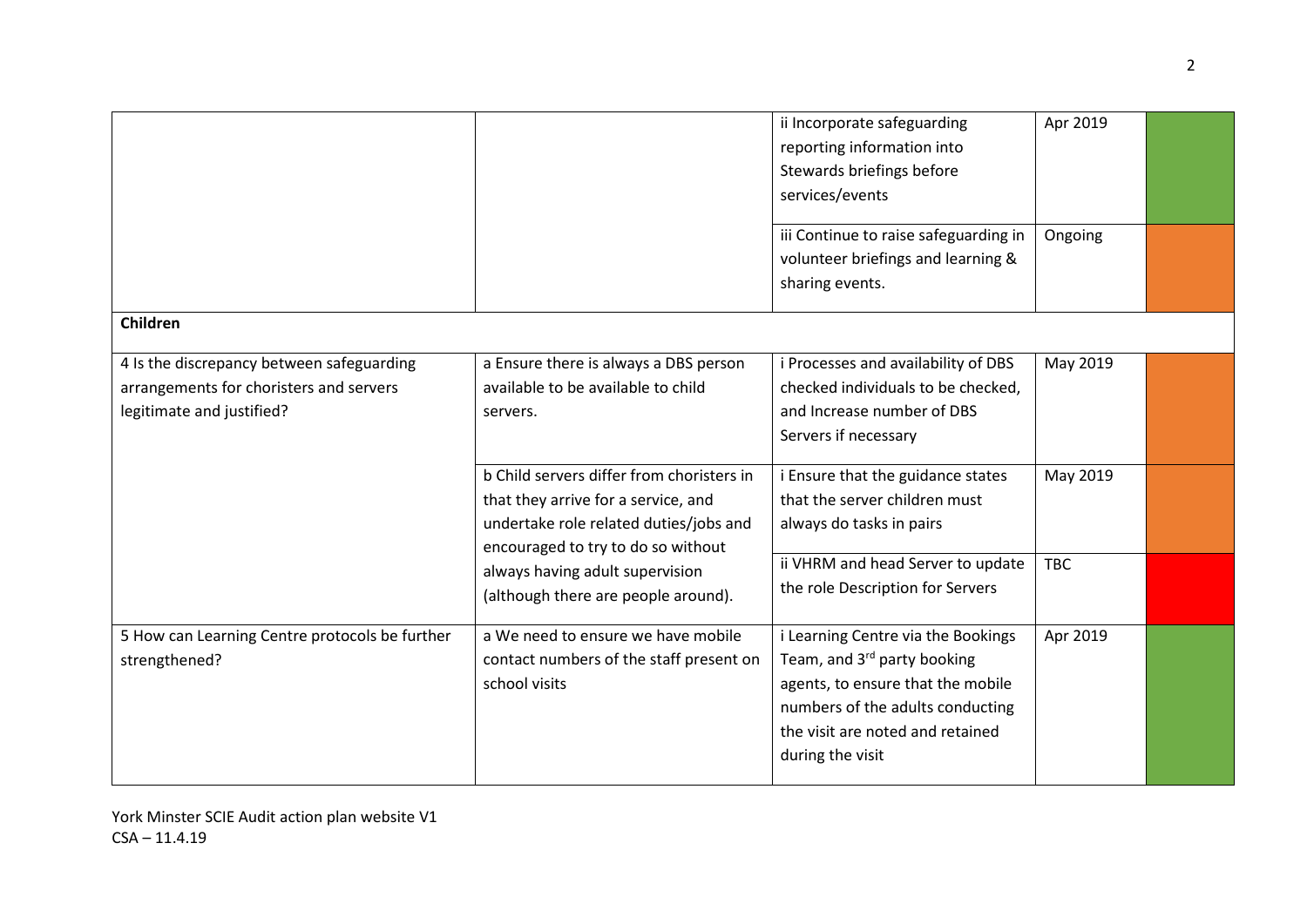| | | | | |
|---|---|---|---|---|
| | | ii Incorporate safeguarding reporting information into Stewards briefings before services/events | Apr 2019 | |
| | | iii Continue to raise safeguarding in volunteer briefings and learning & sharing events. | Ongoing | |
| **Children** | | | | |
| 4 Is the discrepancy between safeguarding arrangements for choristers and servers legitimate and justified? | a Ensure there is always a DBS person available to be available to child servers. | i Processes and availability of DBS checked individuals to be checked, and Increase number of DBS Servers if necessary | May 2019 | |
| | b Child servers differ from choristers in that they arrive for a service, and undertake role related duties/jobs and encouraged to try to do so without always having adult supervision (although there are people around). | i Ensure that the guidance states that the server children must always do tasks in pairs | May 2019 | |
| | | ii VHRM and head Server to update the role Description for Servers | TBC | |
| 5 How can Learning Centre protocols be further strengthened? | a We need to ensure we have mobile contact numbers of the staff present on school visits | i Learning Centre via the Bookings Team, and 3rd party booking agents, to ensure that the mobile numbers of the adults conducting the visit are noted and retained during the visit | Apr 2019 | |

York Minster SCIE Audit action plan website V1
CSA – 11.4.19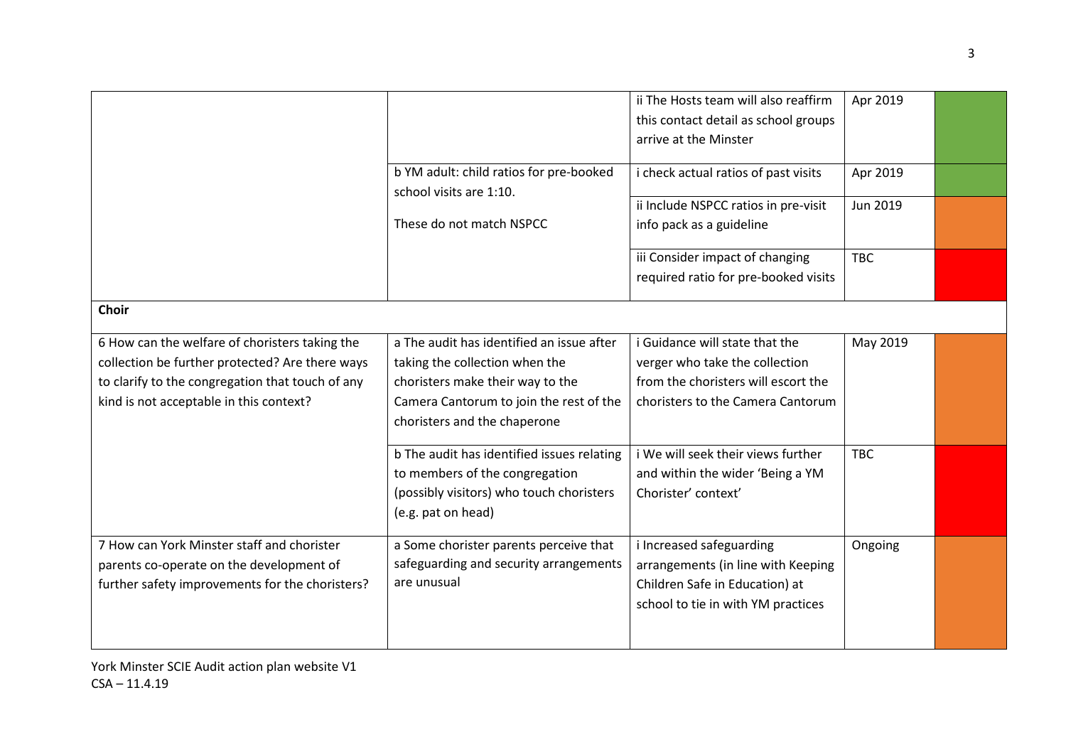| | | | | |
|---|---|---|---|---|
| | | ii The Hosts team will also reaffirm this contact detail as school groups arrive at the Minster | Apr 2019 | |
| | b YM adult: child ratios for pre-booked school visits are 1:10. These do not match NSPCC | i check actual ratios of past visits | Apr 2019 | |
| | | ii Include NSPCC ratios in pre-visit info pack as a guideline | Jun 2019 | |
| | | iii Consider impact of changing required ratio for pre-booked visits | TBC | |
| **Choir** | | | | |
| 6 How can the welfare of choristers taking the collection be further protected? Are there ways to clarify to the congregation that touch of any kind is not acceptable in this context? | a The audit has identified an issue after taking the collection when the choristers make their way to the Camera Cantorum to join the rest of the choristers and the chaperone | i Guidance will state that the verger who take the collection from the choristers will escort the choristers to the Camera Cantorum | May 2019 | |
| | b The audit has identified issues relating to members of the congregation (possibly visitors) who touch choristers (e.g. pat on head) | i We will seek their views further and within the wider 'Being a YM Chorister' context' | TBC | |
| 7 How can York Minster staff and chorister parents co-operate on the development of further safety improvements for the choristers? | a Some chorister parents perceive that safeguarding and security arrangements are unusual | i Increased safeguarding arrangements (in line with Keeping Children Safe in Education) at school to tie in with YM practices | Ongoing | |

York Minster SCIE Audit action plan website V1
CSA – 11.4.19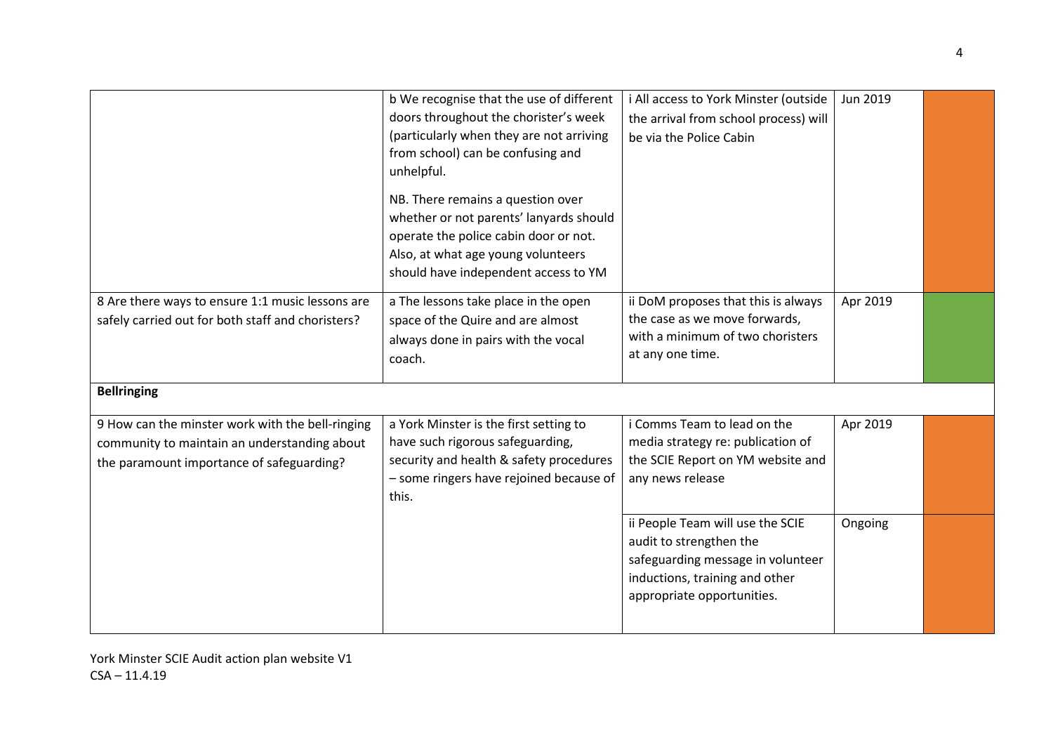| | | | | |
|---|---|---|---|---|
| | b We recognise that the use of different doors throughout the chorister's week (particularly when they are not arriving from school) can be confusing and unhelpful.<br><br>NB. There remains a question over whether or not parents' lanyards should operate the police cabin door or not. Also, at what age young volunteers should have independent access to YM | i All access to York Minster (outside the arrival from school process) will be via the Police Cabin | Jun 2019 | |
| 8 Are there ways to ensure 1:1 music lessons are safely carried out for both staff and choristers? | a The lessons take place in the open space of the Quire and are almost always done in pairs with the vocal coach. | ii DoM proposes that this is always the case as we move forwards, with a minimum of two choristers at any one time. | Apr 2019 | |
| **Bellringing** | | | | |
| 9 How can the minster work with the bell-ringing community to maintain an understanding about the paramount importance of safeguarding? | a York Minster is the first setting to have such rigorous safeguarding, security and health & safety procedures – some ringers have rejoined because of this. | i Comms Team to lead on the media strategy re: publication of the SCIE Report on YM website and any news release | Apr 2019 | |
| | | ii People Team will use the SCIE audit to strengthen the safeguarding message in volunteer inductions, training and other appropriate opportunities. | Ongoing | |

York Minster SCIE Audit action plan website V1
CSA – 11.4.19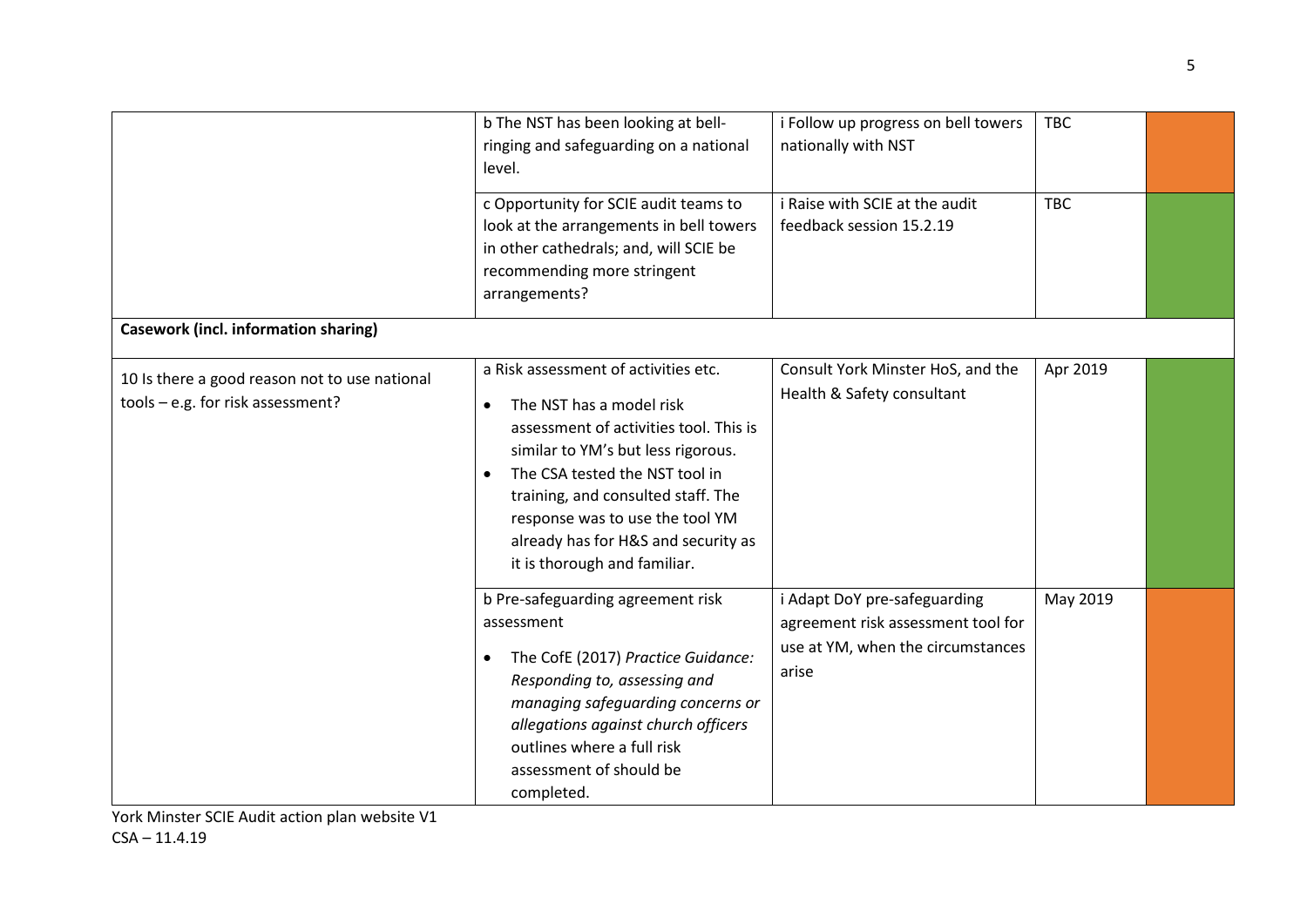| | | | | |
|---|---|---|---|---|
| | b The NST has been looking at bell-ringing and safeguarding on a national level. | i Follow up progress on bell towers nationally with NST | TBC | |
| | c Opportunity for SCIE audit teams to look at the arrangements in bell towers in other cathedrals; and, will SCIE be recommending more stringent arrangements? | i Raise with SCIE at the audit feedback session 15.2.19 | TBC | |
| **Casework (incl. information sharing)** | | | | |
| 10 Is there a good reason not to use national tools – e.g. for risk assessment? | a Risk assessment of activities etc. <br>• The NST has a model risk assessment of activities tool. This is similar to YM's but less rigorous. <br>• The CSA tested the NST tool in training, and consulted staff. The response was to use the tool YM already has for H&S and security as it is thorough and familiar. | Consult York Minster HoS, and the Health & Safety consultant | Apr 2019 | |
| | b Pre-safeguarding agreement risk assessment <br>• The CofE (2017) *Practice Guidance: Responding to, assessing and managing safeguarding concerns or allegations against church officers* outlines where a full risk assessment of should be completed. | i Adapt DoY pre-safeguarding agreement risk assessment tool for use at YM, when the circumstances arise | May 2019 | |

York Minster SCIE Audit action plan website V1
CSA – 11.4.19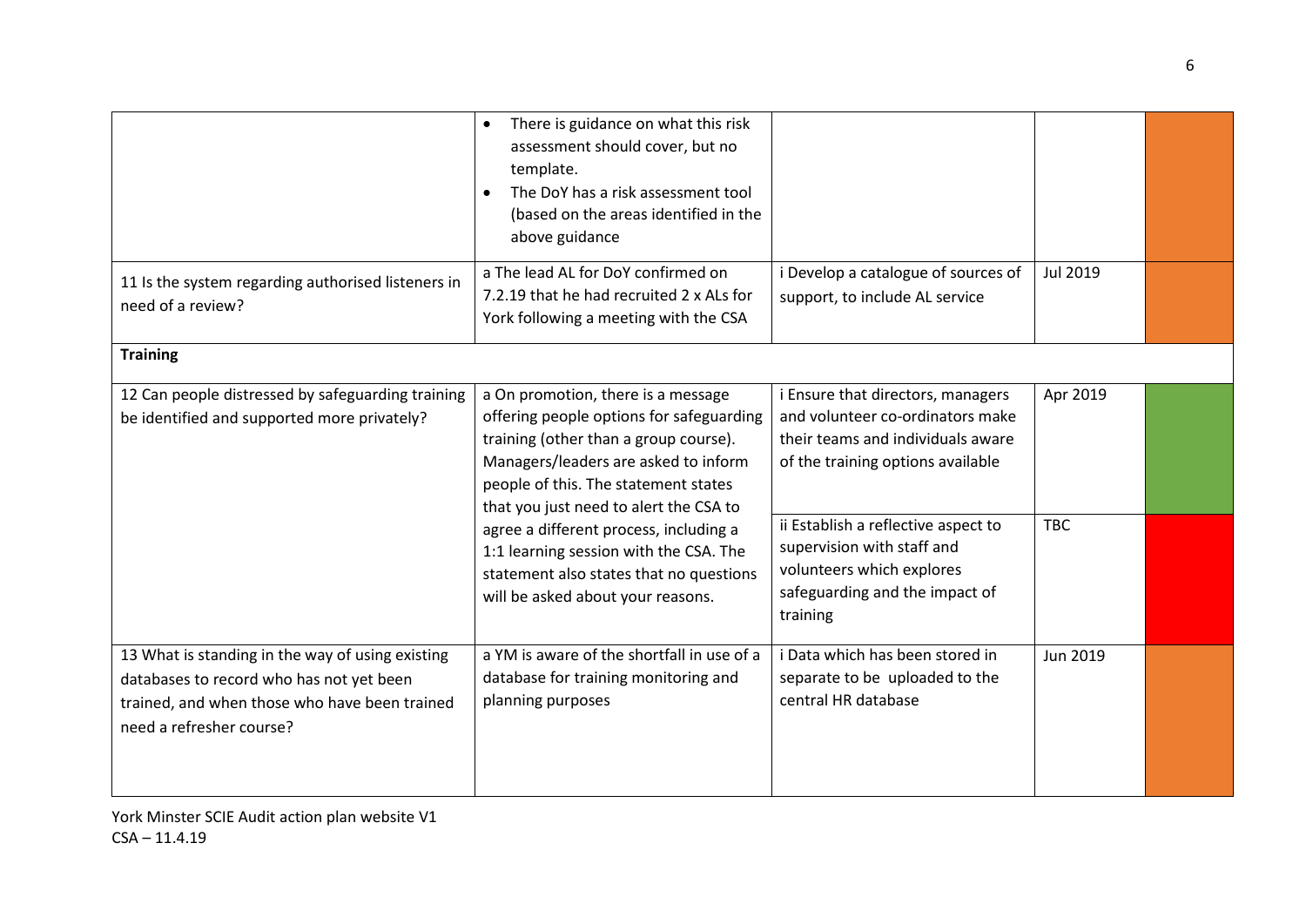| | | | | |
|---|---|---|---|---|
| | • There is guidance on what this risk assessment should cover, but no template.<br>• The DoY has a risk assessment tool (based on the areas identified in the above guidance | | | |
| 11 Is the system regarding authorised listeners in need of a review? | a The lead AL for DoY confirmed on 7.2.19 that he had recruited 2 x ALs for York following a meeting with the CSA | i Develop a catalogue of sources of support, to include AL service | Jul 2019 | |
| **Training** | | | | |
| 12 Can people distressed by safeguarding training be identified and supported more privately? | a On promotion, there is a message offering people options for safeguarding training (other than a group course). Managers/leaders are asked to inform people of this. The statement states that you just need to alert the CSA to agree a different process, including a 1:1 learning session with the CSA. The statement also states that no questions will be asked about your reasons. | i Ensure that directors, managers and volunteer co-ordinators make their teams and individuals aware of the training options available | Apr 2019 | |
| | | ii Establish a reflective aspect to supervision with staff and volunteers which explores safeguarding and the impact of training | TBC | |
| 13 What is standing in the way of using existing databases to record who has not yet been trained, and when those who have been trained need a refresher course? | a YM is aware of the shortfall in use of a database for training monitoring and planning purposes | i Data which has been stored in separate to be uploaded to the central HR database | Jun 2019 | |

York Minster SCIE Audit action plan website V1
CSA – 11.4.19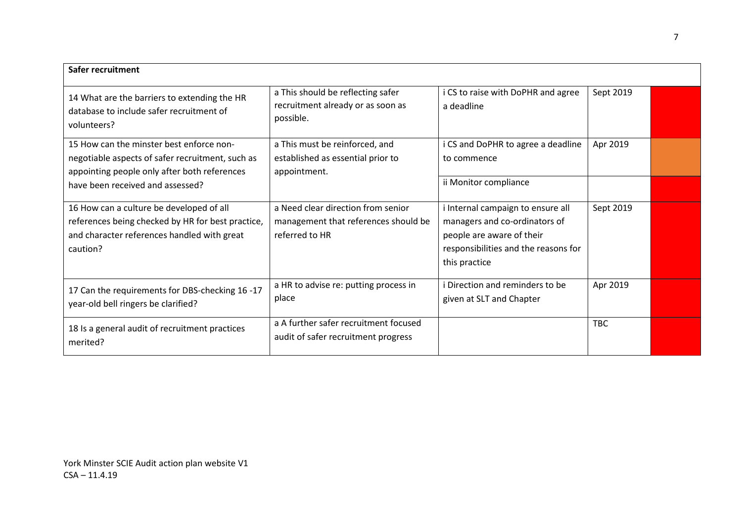| Safer recruitment | | | | |
|---|---|---|---|---|
| 14 What are the barriers to extending the HR database to include safer recruitment of volunteers? | a This should be reflecting safer recruitment already or as soon as possible. | i CS to raise with DoPHR and agree a deadline | Sept 2019 | |
| 15 How can the minster best enforce non-negotiable aspects of safer recruitment, such as appointing people only after both references have been received and assessed? | a This must be reinforced, and established as essential prior to appointment. | i CS and DoPHR to agree a deadline to commence | Apr 2019 | |
| | | ii Monitor compliance | | |
| 16 How can a culture be developed of all references being checked by HR for best practice, and character references handled with great caution? | a Need clear direction from senior management that references should be referred to HR | i Internal campaign to ensure all managers and co-ordinators of people are aware of their responsibilities and the reasons for this practice | Sept 2019 | |
| 17 Can the requirements for DBS-checking 16 -17 year-old bell ringers be clarified? | a HR to advise re: putting process in place | i Direction and reminders to be given at SLT and Chapter | Apr 2019 | |
| 18 Is a general audit of recruitment practices merited? | a A further safer recruitment focused audit of safer recruitment progress | | TBC | |

York Minster SCIE Audit action plan website V1
CSA – 11.4.19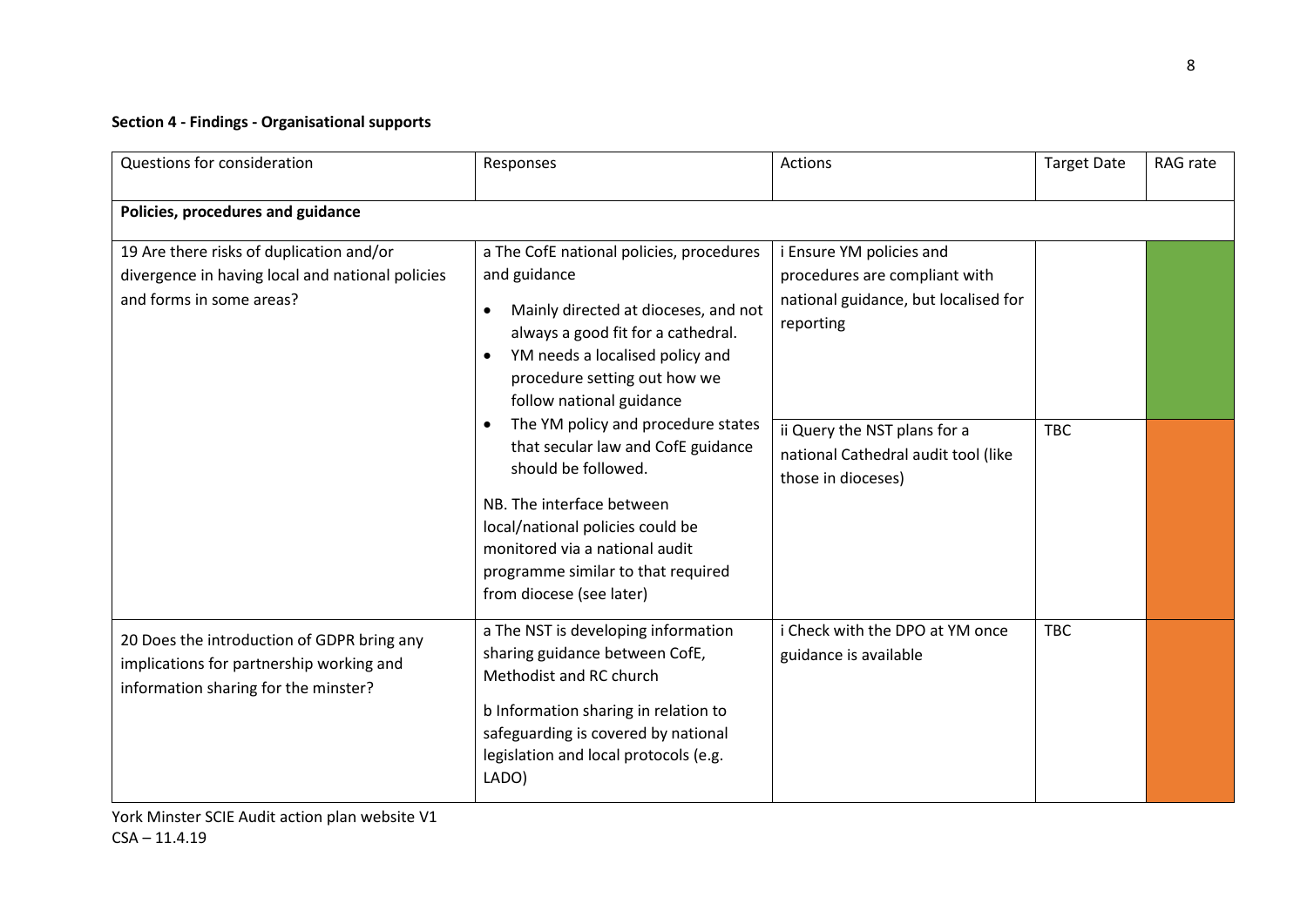**Section 4 - Findings - Organisational supports**

| Questions for consideration | Responses | Actions | Target Date | RAG rate |
|---|---|---|---|---|
| **Policies, procedures and guidance** | | | | |
| 19 Are there risks of duplication and/or divergence in having local and national policies and forms in some areas? | a The CofE national policies, procedures and guidance<br>• Mainly directed at dioceses, and not always a good fit for a cathedral.<br>• YM needs a localised policy and procedure setting out how we follow national guidance<br>• The YM policy and procedure states that secular law and CofE guidance should be followed.<br>NB. The interface between local/national policies could be monitored via a national audit programme similar to that required from diocese (see later) | i Ensure YM policies and procedures are compliant with national guidance, but localised for reporting | | |
| | | ii Query the NST plans for a national Cathedral audit tool (like those in dioceses) | TBC | |
| 20 Does the introduction of GDPR bring any implications for partnership working and information sharing for the minster? | a The NST is developing information sharing guidance between CofE, Methodist and RC church<br>b Information sharing in relation to safeguarding is covered by national legislation and local protocols (e.g. LADO) | i Check with the DPO at YM once guidance is available | TBC | |

York Minster SCIE Audit action plan website V1
CSA – 11.4.19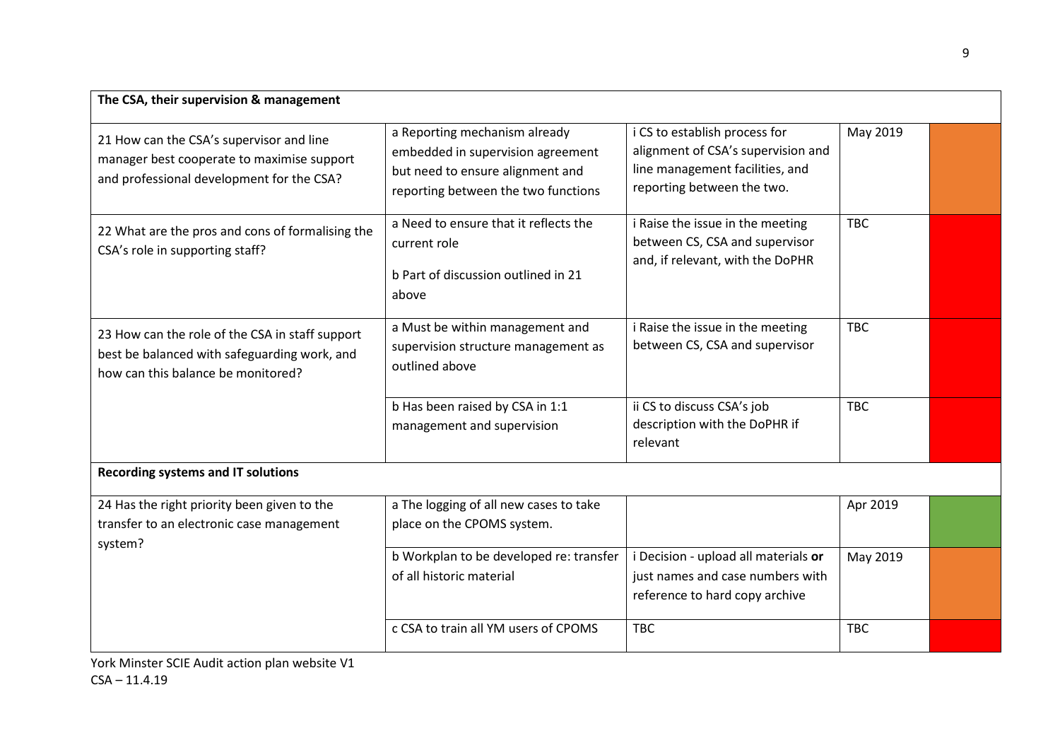| The CSA, their supervision & management | | | | |
|---|---|---|---|---|
| 21 How can the CSA's supervisor and line manager best cooperate to maximise support and professional development for the CSA? | a Reporting mechanism already embedded in supervision agreement but need to ensure alignment and reporting between the two functions | i CS to establish process for alignment of CSA's supervision and line management facilities, and reporting between the two. | May 2019 | |
| 22 What are the pros and cons of formalising the CSA's role in supporting staff? | a Need to ensure that it reflects the current role<br><br>b Part of discussion outlined in 21 above | i Raise the issue in the meeting between CS, CSA and supervisor and, if relevant, with the DoPHR | TBC | |
| 23 How can the role of the CSA in staff support best be balanced with safeguarding work, and how can this balance be monitored? | a Must be within management and supervision structure management as outlined above | i Raise the issue in the meeting between CS, CSA and supervisor | TBC | |
| | b Has been raised by CSA in 1:1 management and supervision | ii CS to discuss CSA's job description with the DoPHR if relevant | TBC | |
| **Recording systems and IT solutions** | | | | |
| 24 Has the right priority been given to the transfer to an electronic case management system? | a The logging of all new cases to take place on the CPOMS system. | | Apr 2019 | |
| | b Workplan to be developed re: transfer of all historic material | i Decision - upload all materials **or** just names and case numbers with reference to hard copy archive | May 2019 | |
| | c CSA to train all YM users of CPOMS | TBC | TBC | |

York Minster SCIE Audit action plan website V1
CSA – 11.4.19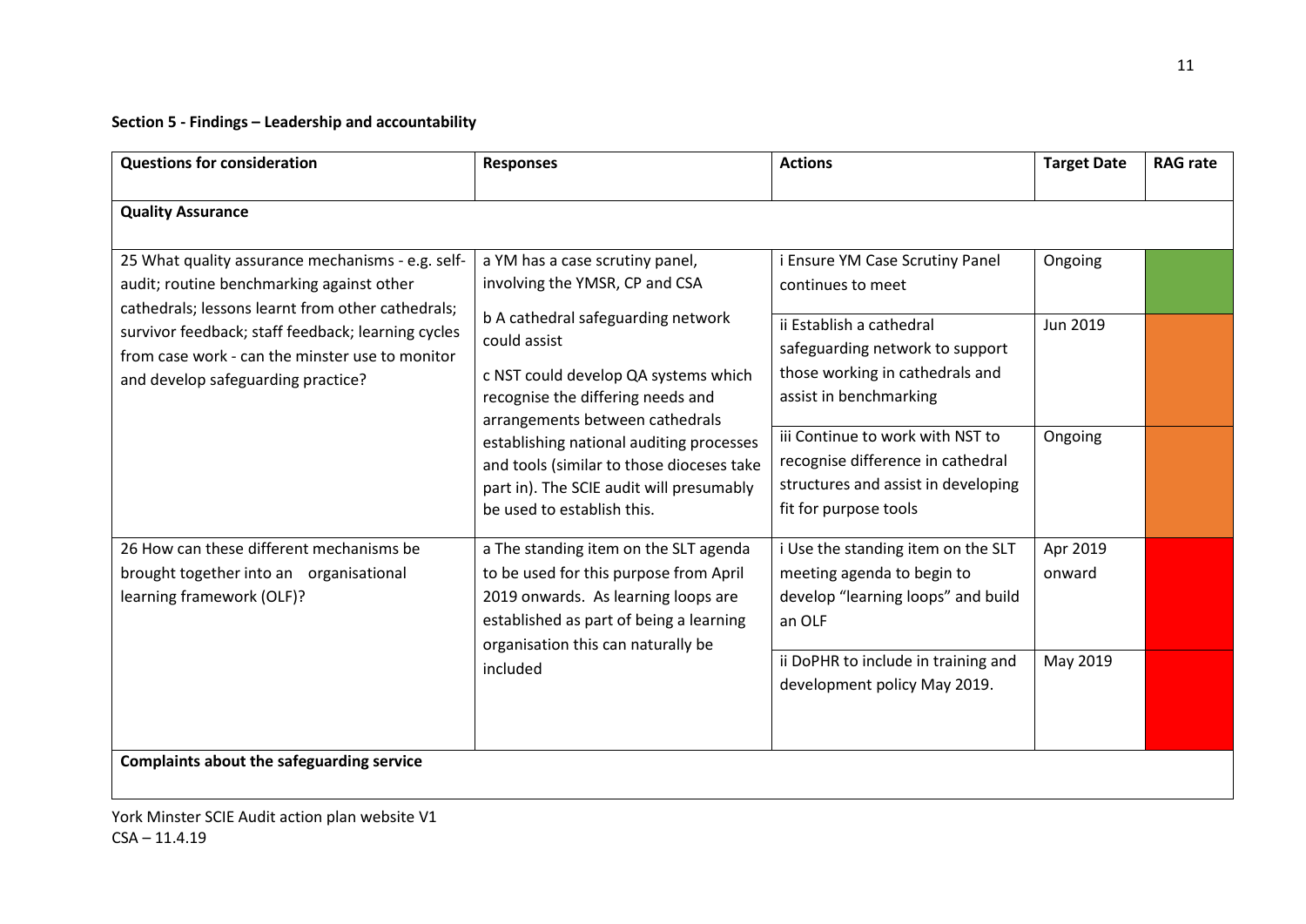### Section 5 - Findings – Leadership and accountability

| Questions for consideration | Responses | Actions | Target Date | RAG rate |
|---|---|---|---|---|
| **Quality Assurance** | | | | |
| 25 What quality assurance mechanisms - e.g. self-audit; routine benchmarking against other cathedrals; lessons learnt from other cathedrals; survivor feedback; staff feedback; learning cycles from case work - can the minster use to monitor and develop safeguarding practice? | a YM has a case scrutiny panel, involving the YMSR, CP and CSA<br><br>b A cathedral safeguarding network could assist<br><br>c NST could develop QA systems which recognise the differing needs and arrangements between cathedrals establishing national auditing processes and tools (similar to those dioceses take part in). The SCIE audit will presumably be used to establish this. | i Ensure YM Case Scrutiny Panel continues to meet | Ongoing | Green |
| | | ii Establish a cathedral safeguarding network to support those working in cathedrals and assist in benchmarking | Jun 2019 | Amber |
| | | iii Continue to work with NST to recognise difference in cathedral structures and assist in developing fit for purpose tools | Ongoing | Amber |
| 26 How can these different mechanisms be brought together into an organisational learning framework (OLF)? | a The standing item on the SLT agenda to be used for this purpose from April 2019 onwards. As learning loops are established as part of being a learning organisation this can naturally be included | i Use the standing item on the SLT meeting agenda to begin to develop "learning loops" and build an OLF | Apr 2019 onward | Red |
| | | ii DoPHR to include in training and development policy May 2019. | May 2019 | Red |
| **Complaints about the safeguarding service** | | | | |

York Minster SCIE Audit action plan website V1
CSA – 11.4.19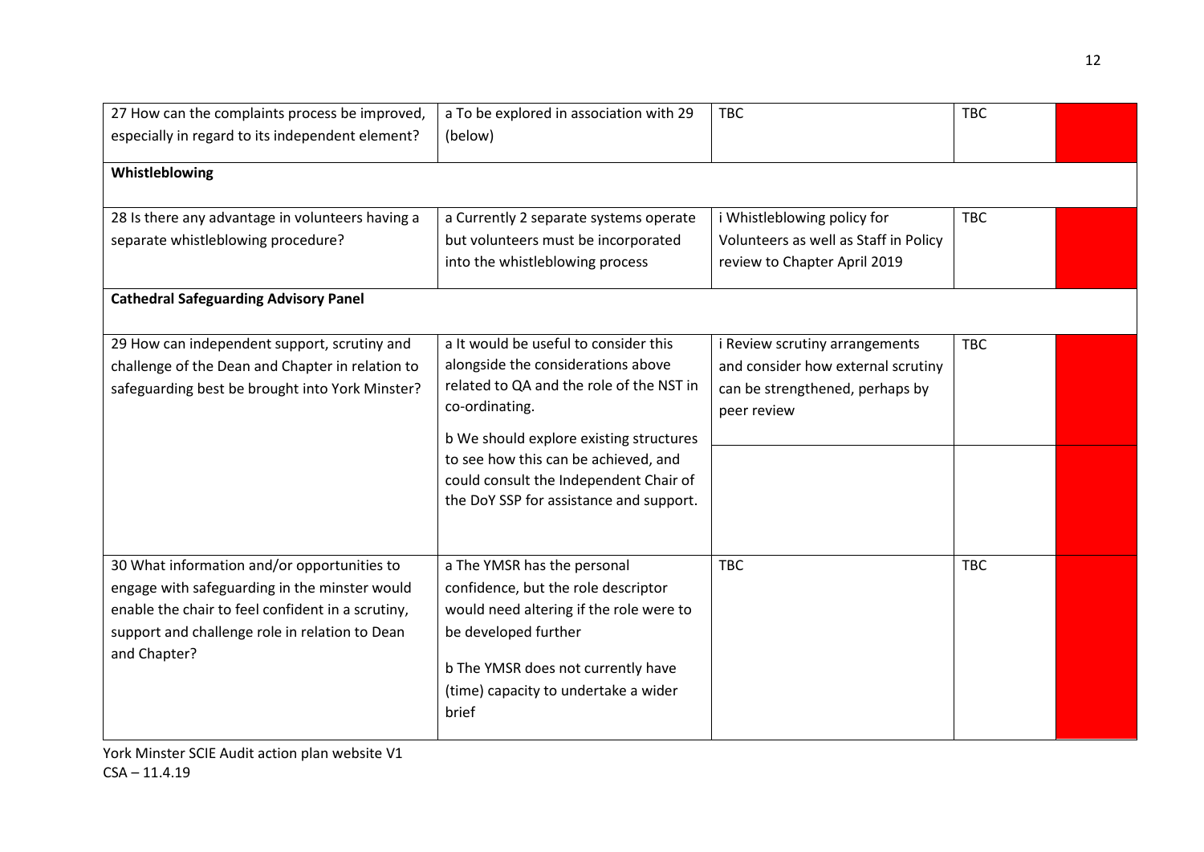| | | | | |
|---|---|---|---|---|
| 27 How can the complaints process be improved, especially in regard to its independent element? | a To be explored in association with 29 (below) | TBC | TBC | |
| **Whistleblowing** | | | | |
| 28 Is there any advantage in volunteers having a separate whistleblowing procedure? | a Currently 2 separate systems operate but volunteers must be incorporated into the whistleblowing process | i Whistleblowing policy for Volunteers as well as Staff in Policy review to Chapter April 2019 | TBC | |
| **Cathedral Safeguarding Advisory Panel** | | | | |
| 29 How can independent support, scrutiny and challenge of the Dean and Chapter in relation to safeguarding best be brought into York Minster? | a It would be useful to consider this alongside the considerations above related to QA and the role of the NST in co-ordinating.<br><br>b We should explore existing structures to see how this can be achieved, and could consult the Independent Chair of the DoY SSP for assistance and support. | i Review scrutiny arrangements and consider how external scrutiny can be strengthened, perhaps by peer review | TBC | |
| | | | | |
| 30 What information and/or opportunities to engage with safeguarding in the minster would enable the chair to feel confident in a scrutiny, support and challenge role in relation to Dean and Chapter? | a The YMSR has the personal confidence, but the role descriptor would need altering if the role were to be developed further<br><br>b The YMSR does not currently have (time) capacity to undertake a wider brief | TBC | TBC | |

York Minster SCIE Audit action plan website V1
CSA – 11.4.19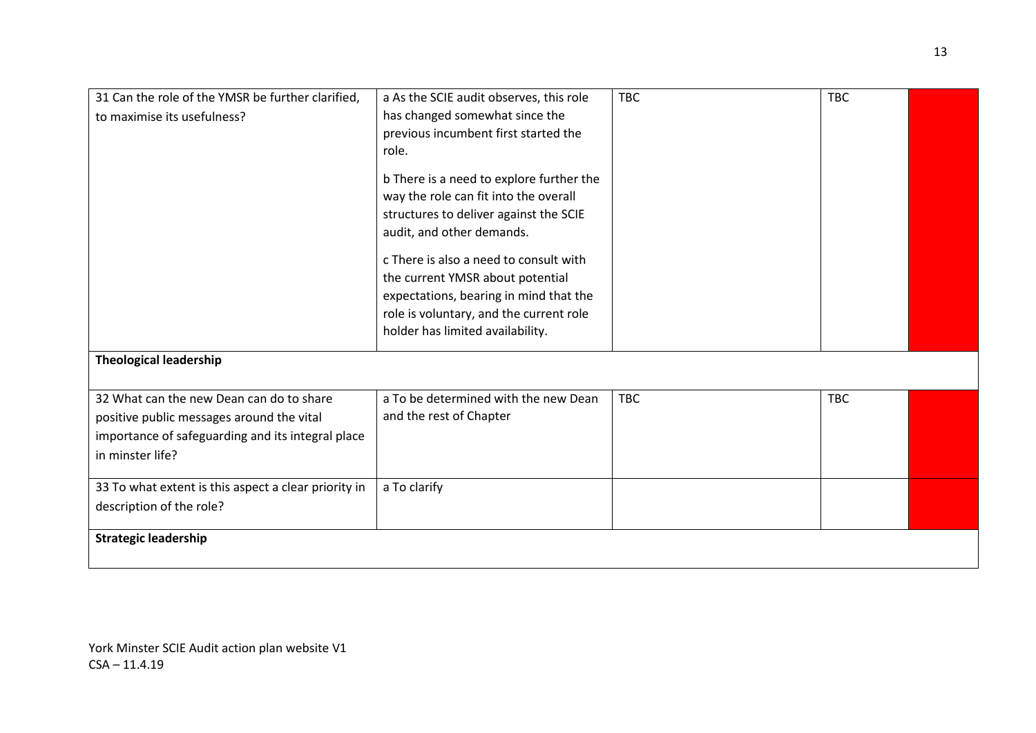| | | | | |
|---|---|---|---|---|
| 31 Can the role of the YMSR be further clarified, to maximise its usefulness? | a As the SCIE audit observes, this role has changed somewhat since the previous incumbent first started the role.<br><br>b There is a need to explore further the way the role can fit into the overall structures to deliver against the SCIE audit, and other demands.<br><br>c There is also a need to consult with the current YMSR about potential expectations, bearing in mind that the role is voluntary, and the current role holder has limited availability. | TBC | TBC | |
| **Theological leadership** | | | | |
| 32 What can the new Dean can do to share positive public messages around the vital importance of safeguarding and its integral place in minster life? | a To be determined with the new Dean and the rest of Chapter | TBC | TBC | |
| 33 To what extent is this aspect a clear priority in description of the role? | a To clarify | | | |
| **Strategic leadership** | | | | |

York Minster SCIE Audit action plan website V1
CSA – 11.4.19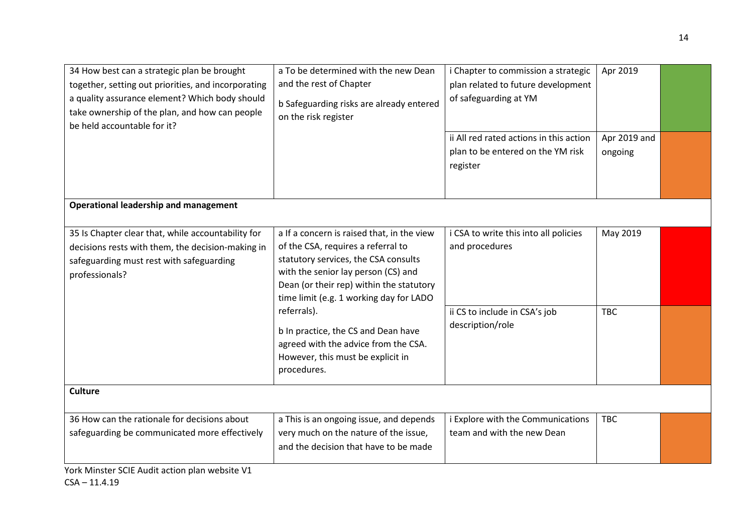| | | | | |
|---|---|---|---|---|
| 34 How best can a strategic plan be brought together, setting out priorities, and incorporating a quality assurance element? Which body should take ownership of the plan, and how can people be held accountable for it? | a To be determined with the new Dean and the rest of Chapter<br><br>b Safeguarding risks are already entered on the risk register | i Chapter to commission a strategic plan related to future development of safeguarding at YM | Apr 2019 | |
| | | ii All red rated actions in this action plan to be entered on the YM risk register | Apr 2019 and ongoing | |
| **Operational leadership and management** | | | | |
| 35 Is Chapter clear that, while accountability for decisions rests with them, the decision-making in safeguarding must rest with safeguarding professionals? | a If a concern is raised that, in the view of the CSA, requires a referral to statutory services, the CSA consults with the senior lay person (CS) and Dean (or their rep) within the statutory time limit (e.g. 1 working day for LADO referrals).<br><br>b In practice, the CS and Dean have agreed with the advice from the CSA. However, this must be explicit in procedures. | i CSA to write this into all policies and procedures | May 2019 | |
| | | ii CS to include in CSA's job description/role | TBC | |
| **Culture** | | | | |
| 36 How can the rationale for decisions about safeguarding be communicated more effectively | a This is an ongoing issue, and depends very much on the nature of the issue, and the decision that have to be made | i Explore with the Communications team and with the new Dean | TBC | |

York Minster SCIE Audit action plan website V1
CSA – 11.4.19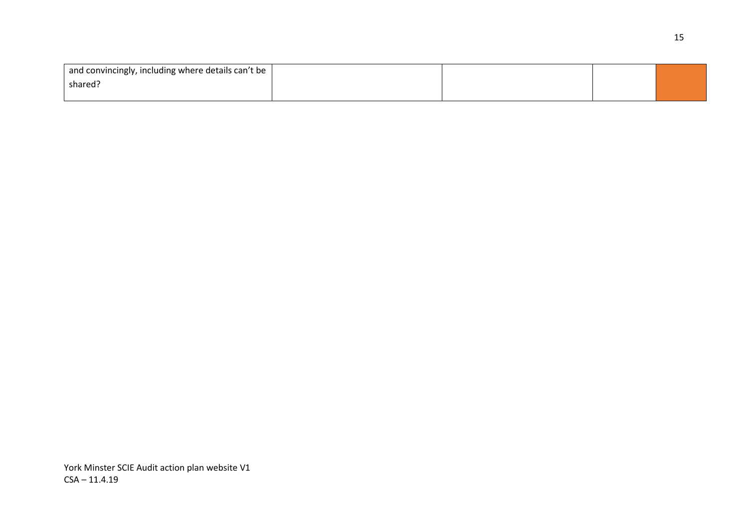| | | | | |
|---|---|---|---|---|
| and convincingly, including where details can't be shared? | | | | |